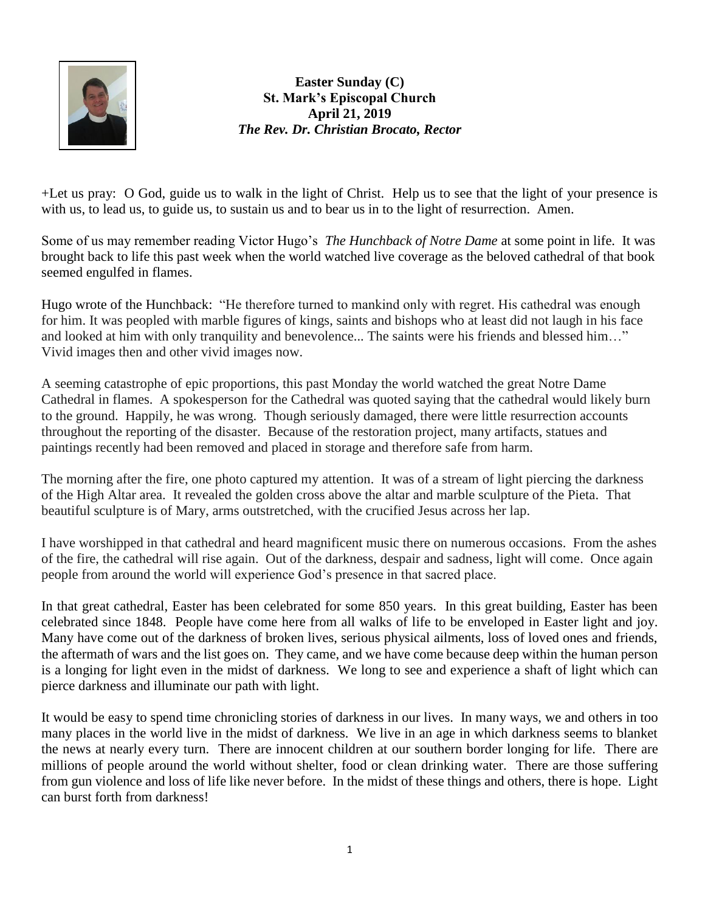**Easter Sunday (C)**
**St. Mark's Episcopal Church**
**April 21, 2019**
***The Rev. Dr. Christian Brocato, Rector***

+Let us pray: O God, guide us to walk in the light of Christ. Help us to see that the light of your presence is with us, to lead us, to guide us, to sustain us and to bear us in to the light of resurrection. Amen.

Some of us may remember reading Victor Hugo's *The Hunchback of Notre Dame* at some point in life. It was brought back to life this past week when the world watched live coverage as the beloved cathedral of that book seemed engulfed in flames.

Hugo wrote of the Hunchback: "He therefore turned to mankind only with regret. His cathedral was enough for him. It was peopled with marble figures of kings, saints and bishops who at least did not laugh in his face and looked at him with only tranquility and benevolence... The saints were his friends and blessed him…" Vivid images then and other vivid images now.

A seeming catastrophe of epic proportions, this past Monday the world watched the great Notre Dame Cathedral in flames. A spokesperson for the Cathedral was quoted saying that the cathedral would likely burn to the ground. Happily, he was wrong. Though seriously damaged, there were little resurrection accounts throughout the reporting of the disaster. Because of the restoration project, many artifacts, statues and paintings recently had been removed and placed in storage and therefore safe from harm.

The morning after the fire, one photo captured my attention. It was of a stream of light piercing the darkness of the High Altar area. It revealed the golden cross above the altar and marble sculpture of the Pieta. That beautiful sculpture is of Mary, arms outstretched, with the crucified Jesus across her lap.

I have worshipped in that cathedral and heard magnificent music there on numerous occasions. From the ashes of the fire, the cathedral will rise again. Out of the darkness, despair and sadness, light will come. Once again people from around the world will experience God's presence in that sacred place.

In that great cathedral, Easter has been celebrated for some 850 years. In this great building, Easter has been celebrated since 1848. People have come here from all walks of life to be enveloped in Easter light and joy. Many have come out of the darkness of broken lives, serious physical ailments, loss of loved ones and friends, the aftermath of wars and the list goes on. They came, and we have come because deep within the human person is a longing for light even in the midst of darkness. We long to see and experience a shaft of light which can pierce darkness and illuminate our path with light.

It would be easy to spend time chronicling stories of darkness in our lives. In many ways, we and others in too many places in the world live in the midst of darkness. We live in an age in which darkness seems to blanket the news at nearly every turn. There are innocent children at our southern border longing for life. There are millions of people around the world without shelter, food or clean drinking water. There are those suffering from gun violence and loss of life like never before. In the midst of these things and others, there is hope. Light can burst forth from darkness!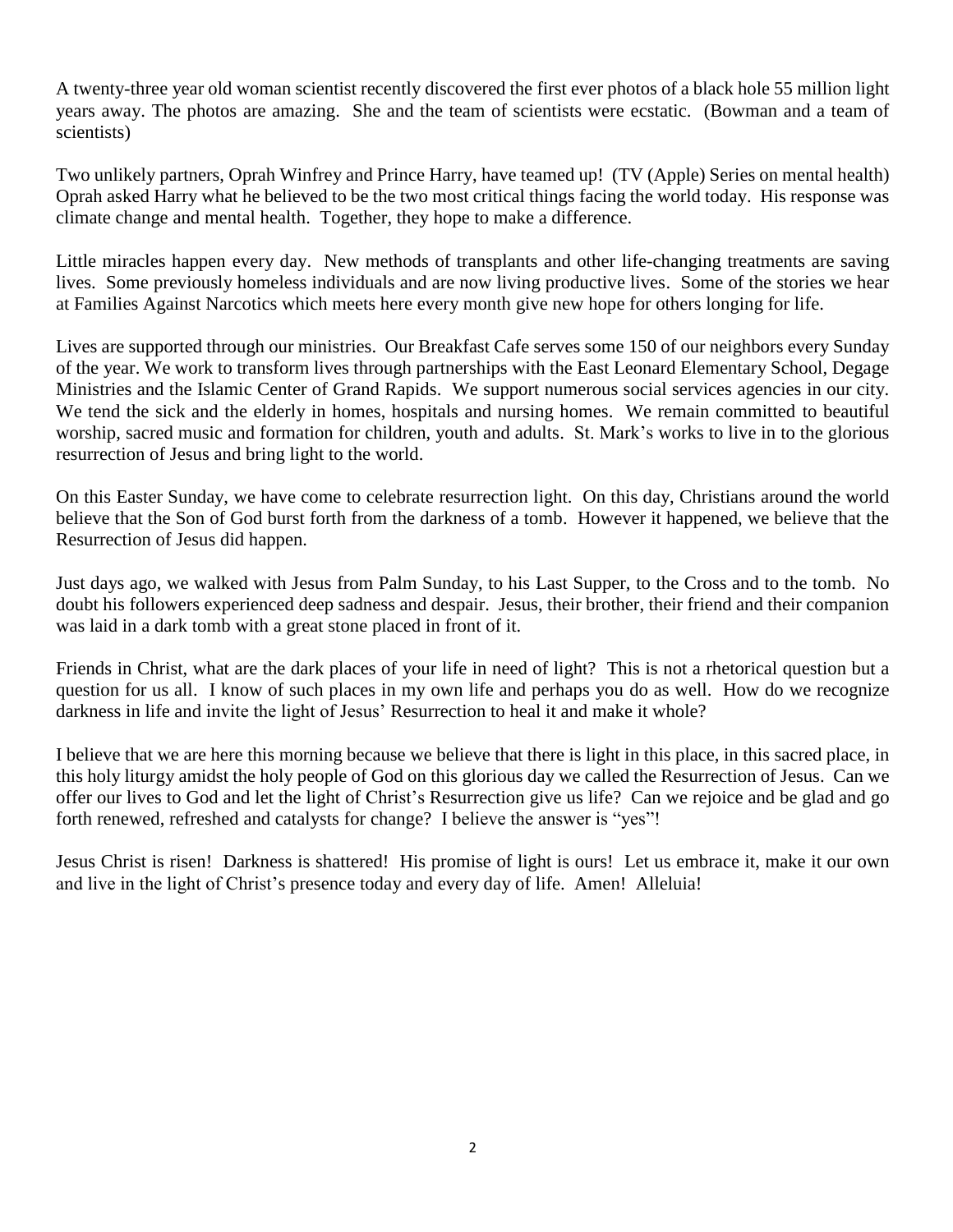A twenty-three year old woman scientist recently discovered the first ever photos of a black hole 55 million light years away. The photos are amazing. She and the team of scientists were ecstatic. (Bowman and a team of scientists)

Two unlikely partners, Oprah Winfrey and Prince Harry, have teamed up! (TV (Apple) Series on mental health) Oprah asked Harry what he believed to be the two most critical things facing the world today. His response was climate change and mental health. Together, they hope to make a difference.

Little miracles happen every day. New methods of transplants and other life-changing treatments are saving lives. Some previously homeless individuals and are now living productive lives. Some of the stories we hear at Families Against Narcotics which meets here every month give new hope for others longing for life.

Lives are supported through our ministries. Our Breakfast Cafe serves some 150 of our neighbors every Sunday of the year. We work to transform lives through partnerships with the East Leonard Elementary School, Degage Ministries and the Islamic Center of Grand Rapids. We support numerous social services agencies in our city. We tend the sick and the elderly in homes, hospitals and nursing homes. We remain committed to beautiful worship, sacred music and formation for children, youth and adults. St. Mark's works to live in to the glorious resurrection of Jesus and bring light to the world.

On this Easter Sunday, we have come to celebrate resurrection light. On this day, Christians around the world believe that the Son of God burst forth from the darkness of a tomb. However it happened, we believe that the Resurrection of Jesus did happen.

Just days ago, we walked with Jesus from Palm Sunday, to his Last Supper, to the Cross and to the tomb. No doubt his followers experienced deep sadness and despair. Jesus, their brother, their friend and their companion was laid in a dark tomb with a great stone placed in front of it.

Friends in Christ, what are the dark places of your life in need of light? This is not a rhetorical question but a question for us all. I know of such places in my own life and perhaps you do as well. How do we recognize darkness in life and invite the light of Jesus' Resurrection to heal it and make it whole?

I believe that we are here this morning because we believe that there is light in this place, in this sacred place, in this holy liturgy amidst the holy people of God on this glorious day we called the Resurrection of Jesus. Can we offer our lives to God and let the light of Christ's Resurrection give us life? Can we rejoice and be glad and go forth renewed, refreshed and catalysts for change? I believe the answer is "yes"!

Jesus Christ is risen! Darkness is shattered! His promise of light is ours! Let us embrace it, make it our own and live in the light of Christ's presence today and every day of life. Amen! Alleluia!